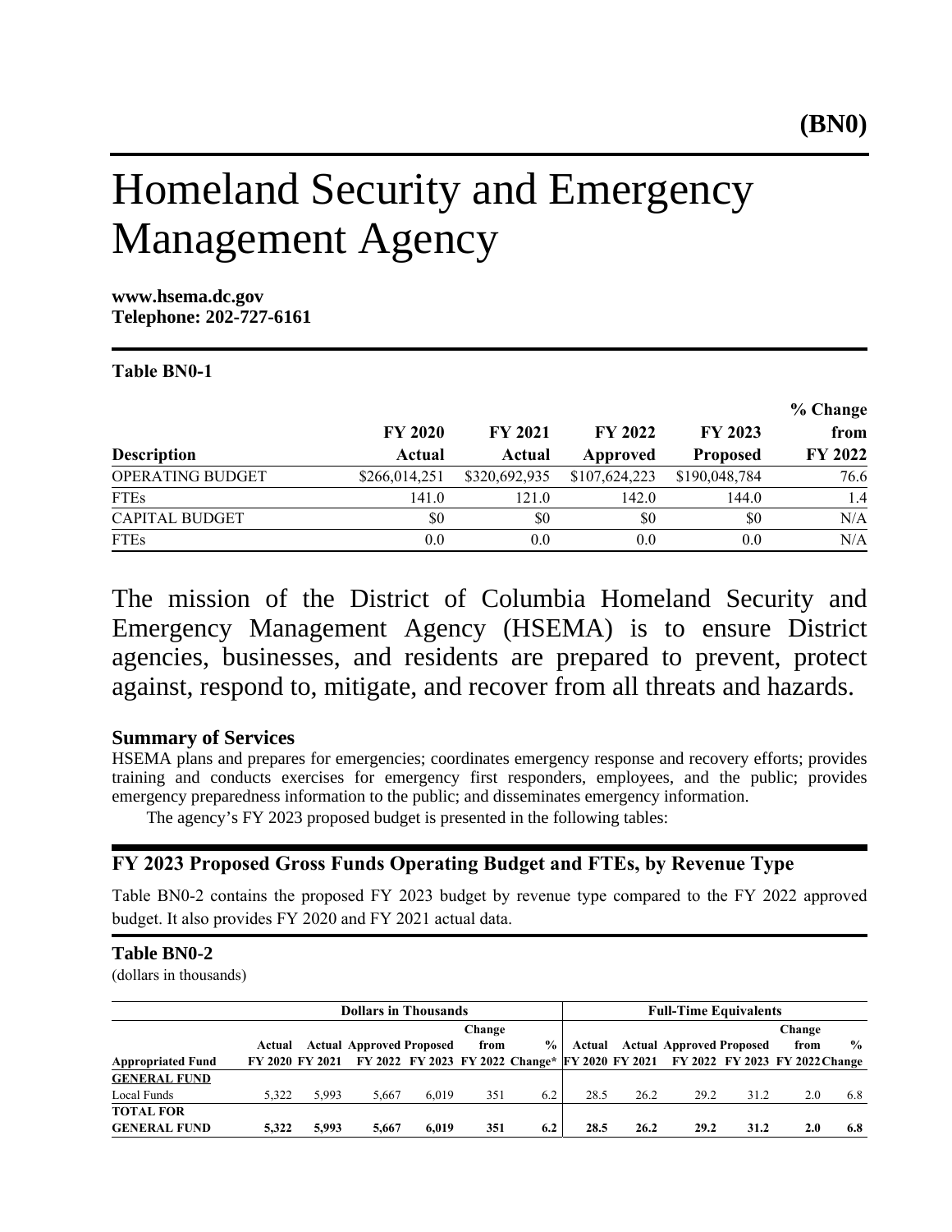**(BN0)**

# Homeland Security and Emergency Management Agency

**www.hsema.dc.gov**
**Telephone: 202-727-6161**

**Table BN0-1**

| Description | FY 2020 Actual | FY 2021 Actual | FY 2022 Approved | FY 2023 Proposed | % Change from FY 2022 |
|---|---|---|---|---|---|
| OPERATING BUDGET | $266,014,251 | $320,692,935 | $107,624,223 | $190,048,784 | 76.6 |
| FTEs | 141.0 | 121.0 | 142.0 | 144.0 | 1.4 |
| CAPITAL BUDGET | $0 | $0 | $0 | $0 | N/A |
| FTEs | 0.0 | 0.0 | 0.0 | 0.0 | N/A |

The mission of the District of Columbia Homeland Security and Emergency Management Agency (HSEMA) is to ensure District agencies, businesses, and residents are prepared to prevent, protect against, respond to, mitigate, and recover from all threats and hazards.

### Summary of Services

HSEMA plans and prepares for emergencies; coordinates emergency response and recovery efforts; provides training and conducts exercises for emergency first responders, employees, and the public; provides emergency preparedness information to the public; and disseminates emergency information.

The agency's FY 2023 proposed budget is presented in the following tables:

## FY 2023 Proposed Gross Funds Operating Budget and FTEs, by Revenue Type

Table BN0-2 contains the proposed FY 2023 budget by revenue type compared to the FY 2022 approved budget. It also provides FY 2020 and FY 2021 actual data.

**Table BN0-2**
(dollars in thousands)

| | Dollars in Thousands | | | | | | Full-Time Equivalents | | | | | |
|---|---|---|---|---|---|---|---|---|---|---|---|---|
| **Appropriated Fund** | **Actual FY 2020** | **Actual FY 2021** | **Approved FY 2022** | **Proposed FY 2023** | **Change from FY 2022** | **% Change*** | **Actual FY 2020** | **Actual FY 2021** | **Approved FY 2022** | **Proposed FY 2023** | **Change from FY 2022** | **% Change** |
| **GENERAL FUND** | | | | | | | | | | | | |
| Local Funds | 5,322 | 5,993 | 5,667 | 6,019 | 351 | 6.2 | 28.5 | 26.2 | 29.2 | 31.2 | 2.0 | 6.8 |
| **TOTAL FOR GENERAL FUND** | **5,322** | **5,993** | **5,667** | **6,019** | **351** | **6.2** | **28.5** | **26.2** | **29.2** | **31.2** | **2.0** | **6.8** |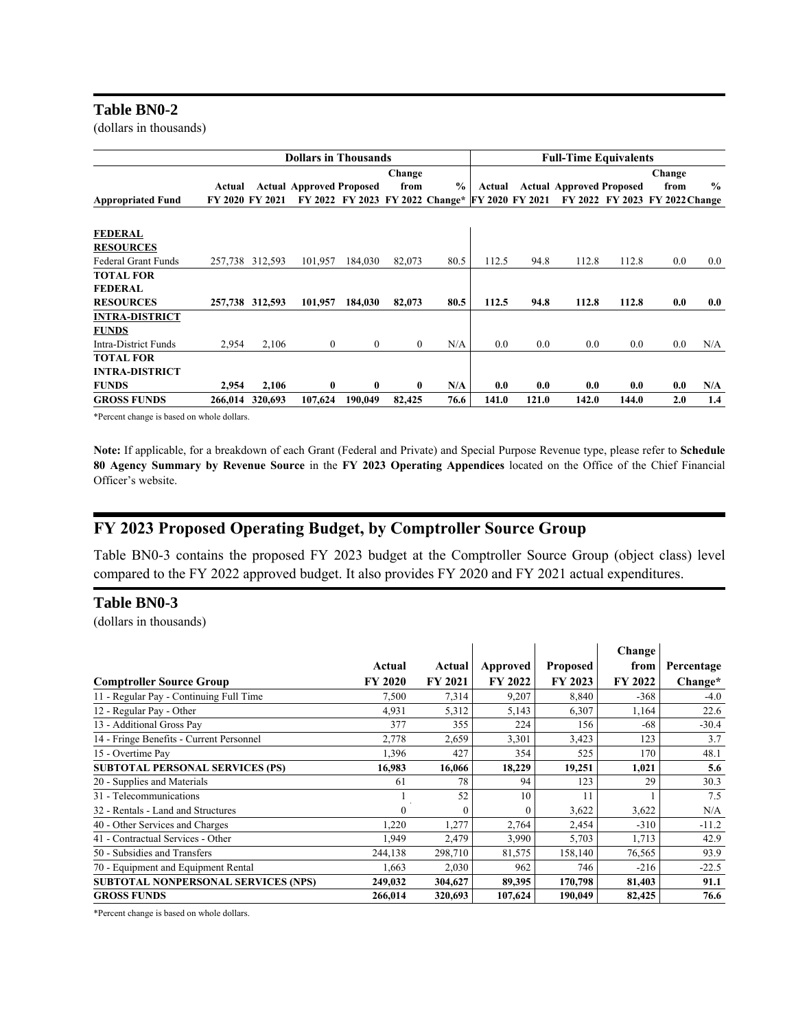### Table BN0-2

(dollars in thousands)

| | Dollars in Thousands | | | | | | Full-Time Equivalents | | | | | |
|---|---|---|---|---|---|---|---|---|---|---|---|---|
| **Appropriated Fund** | Actual FY 2020 | Actual FY 2021 | Approved FY 2022 | Proposed FY 2023 | Change from FY 2022 | % Change* | Actual FY 2020 | Actual FY 2021 | Approved FY 2022 | Proposed FY 2023 | Change from FY 2022 | % Change |
| **FEDERAL RESOURCES** | | | | | | | | | | | | |
| Federal Grant Funds | 257,738 | 312,593 | 101,957 | 184,030 | 82,073 | 80.5 | 112.5 | 94.8 | 112.8 | 112.8 | 0.0 | 0.0 |
| **TOTAL FOR FEDERAL RESOURCES** | **257,738** | **312,593** | **101,957** | **184,030** | **82,073** | **80.5** | **112.5** | **94.8** | **112.8** | **112.8** | **0.0** | **0.0** |
| **INTRA-DISTRICT FUNDS** | | | | | | | | | | | | |
| Intra-District Funds | 2,954 | 2,106 | 0 | 0 | 0 | N/A | 0.0 | 0.0 | 0.0 | 0.0 | 0.0 | N/A |
| **TOTAL FOR INTRA-DISTRICT FUNDS** | **2,954** | **2,106** | **0** | **0** | **0** | **N/A** | **0.0** | **0.0** | **0.0** | **0.0** | **0.0** | **N/A** |
| **GROSS FUNDS** | **266,014** | **320,693** | **107,624** | **190,049** | **82,425** | **76.6** | **141.0** | **121.0** | **142.0** | **144.0** | **2.0** | **1.4** |

*Percent change is based on whole dollars.

**Note:** If applicable, for a breakdown of each Grant (Federal and Private) and Special Purpose Revenue type, please refer to **Schedule 80 Agency Summary by Revenue Source** in the **FY 2023 Operating Appendices** located on the Office of the Chief Financial Officer's website.

## FY 2023 Proposed Operating Budget, by Comptroller Source Group

Table BN0-3 contains the proposed FY 2023 budget at the Comptroller Source Group (object class) level compared to the FY 2022 approved budget. It also provides FY 2020 and FY 2021 actual expenditures.

### Table BN0-3

(dollars in thousands)

| Comptroller Source Group | Actual FY 2020 | Actual FY 2021 | Approved FY 2022 | Proposed FY 2023 | Change from FY 2022 | Percentage Change* |
|---|---|---|---|---|---|---|
| 11 - Regular Pay - Continuing Full Time | 7,500 | 7,314 | 9,207 | 8,840 | -368 | -4.0 |
| 12 - Regular Pay - Other | 4,931 | 5,312 | 5,143 | 6,307 | 1,164 | 22.6 |
| 13 - Additional Gross Pay | 377 | 355 | 224 | 156 | -68 | -30.4 |
| 14 - Fringe Benefits - Current Personnel | 2,778 | 2,659 | 3,301 | 3,423 | 123 | 3.7 |
| 15 - Overtime Pay | 1,396 | 427 | 354 | 525 | 170 | 48.1 |
| **SUBTOTAL PERSONAL SERVICES (PS)** | **16,983** | **16,066** | **18,229** | **19,251** | **1,021** | **5.6** |
| 20 - Supplies and Materials | 61 | 78 | 94 | 123 | 29 | 30.3 |
| 31 - Telecommunications | 1 | 52 | 10 | 11 | 1 | 7.5 |
| 32 - Rentals - Land and Structures | 0 | 0 | 0 | 3,622 | 3,622 | N/A |
| 40 - Other Services and Charges | 1,220 | 1,277 | 2,764 | 2,454 | -310 | -11.2 |
| 41 - Contractual Services - Other | 1,949 | 2,479 | 3,990 | 5,703 | 1,713 | 42.9 |
| 50 - Subsidies and Transfers | 244,138 | 298,710 | 81,575 | 158,140 | 76,565 | 93.9 |
| 70 - Equipment and Equipment Rental | 1,663 | 2,030 | 962 | 746 | -216 | -22.5 |
| **SUBTOTAL NONPERSONAL SERVICES (NPS)** | **249,032** | **304,627** | **89,395** | **170,798** | **81,403** | **91.1** |
| **GROSS FUNDS** | **266,014** | **320,693** | **107,624** | **190,049** | **82,425** | **76.6** |

*Percent change is based on whole dollars.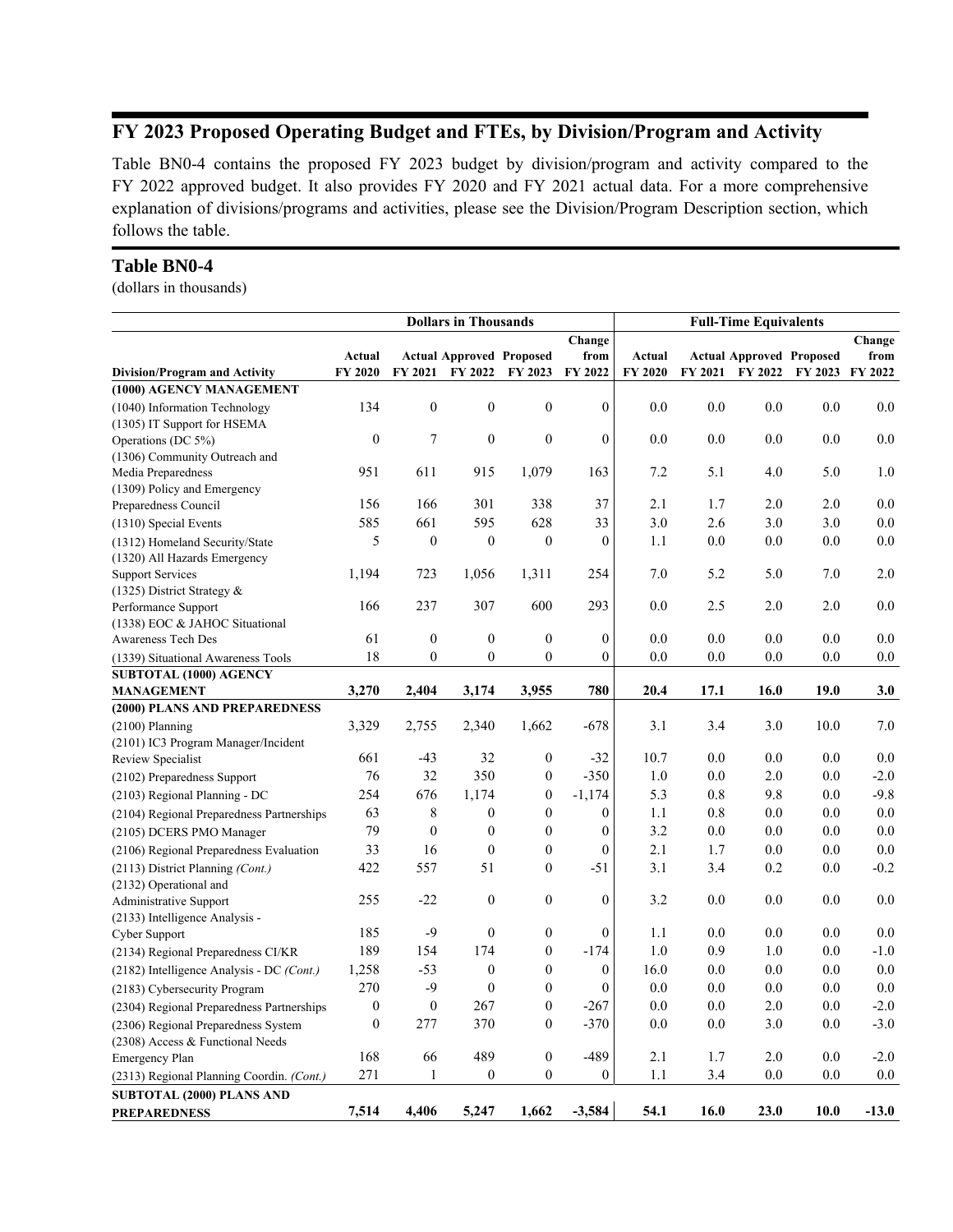## FY 2023 Proposed Operating Budget and FTEs, by Division/Program and Activity

Table BN0-4 contains the proposed FY 2023 budget by division/program and activity compared to the FY 2022 approved budget. It also provides FY 2020 and FY 2021 actual data. For a more comprehensive explanation of divisions/programs and activities, please see the Division/Program Description section, which follows the table.

### Table BN0-4

(dollars in thousands)

| | Dollars in Thousands | | | | | Full-Time Equivalents | | | | |
|---|---|---|---|---|---|---|---|---|---|---|
| Division/Program and Activity | Actual FY 2020 | Actual FY 2021 | Approved FY 2022 | Proposed FY 2023 | Change from FY 2022 | Actual FY 2020 | Actual FY 2021 | Approved FY 2022 | Proposed FY 2023 | Change from FY 2022 |
| **(1000) AGENCY MANAGEMENT** | | | | | | | | | | |
| (1040) Information Technology | 134 | 0 | 0 | 0 | 0 | 0.0 | 0.0 | 0.0 | 0.0 | 0.0 |
| (1305) IT Support for HSEMA Operations (DC 5%) | 0 | 7 | 0 | 0 | 0 | 0.0 | 0.0 | 0.0 | 0.0 | 0.0 |
| (1306) Community Outreach and Media Preparedness | 951 | 611 | 915 | 1,079 | 163 | 7.2 | 5.1 | 4.0 | 5.0 | 1.0 |
| (1309) Policy and Emergency Preparedness Council | 156 | 166 | 301 | 338 | 37 | 2.1 | 1.7 | 2.0 | 2.0 | 0.0 |
| (1310) Special Events | 585 | 661 | 595 | 628 | 33 | 3.0 | 2.6 | 3.0 | 3.0 | 0.0 |
| (1312) Homeland Security/State | 5 | 0 | 0 | 0 | 0 | 1.1 | 0.0 | 0.0 | 0.0 | 0.0 |
| (1320) All Hazards Emergency Support Services | 1,194 | 723 | 1,056 | 1,311 | 254 | 7.0 | 5.2 | 5.0 | 7.0 | 2.0 |
| (1325) District Strategy & Performance Support | 166 | 237 | 307 | 600 | 293 | 0.0 | 2.5 | 2.0 | 2.0 | 0.0 |
| (1338) EOC & JAHOC Situational Awareness Tech Des | 61 | 0 | 0 | 0 | 0 | 0.0 | 0.0 | 0.0 | 0.0 | 0.0 |
| (1339) Situational Awareness Tools | 18 | 0 | 0 | 0 | 0 | 0.0 | 0.0 | 0.0 | 0.0 | 0.0 |
| **SUBTOTAL (1000) AGENCY MANAGEMENT** | **3,270** | **2,404** | **3,174** | **3,955** | **780** | **20.4** | **17.1** | **16.0** | **19.0** | **3.0** |
| **(2000) PLANS AND PREPAREDNESS** | | | | | | | | | | |
| (2100) Planning | 3,329 | 2,755 | 2,340 | 1,662 | -678 | 3.1 | 3.4 | 3.0 | 10.0 | 7.0 |
| (2101) IC3 Program Manager/Incident Review Specialist | 661 | -43 | 32 | 0 | -32 | 10.7 | 0.0 | 0.0 | 0.0 | 0.0 |
| (2102) Preparedness Support | 76 | 32 | 350 | 0 | -350 | 1.0 | 0.0 | 2.0 | 0.0 | -2.0 |
| (2103) Regional Planning - DC | 254 | 676 | 1,174 | 0 | -1,174 | 5.3 | 0.8 | 9.8 | 0.0 | -9.8 |
| (2104) Regional Preparedness Partnerships | 63 | 8 | 0 | 0 | 0 | 1.1 | 0.8 | 0.0 | 0.0 | 0.0 |
| (2105) DCERS PMO Manager | 79 | 0 | 0 | 0 | 0 | 3.2 | 0.0 | 0.0 | 0.0 | 0.0 |
| (2106) Regional Preparedness Evaluation | 33 | 16 | 0 | 0 | 0 | 2.1 | 1.7 | 0.0 | 0.0 | 0.0 |
| (2113) District Planning *(Cont.)* | 422 | 557 | 51 | 0 | -51 | 3.1 | 3.4 | 0.2 | 0.0 | -0.2 |
| (2132) Operational and Administrative Support | 255 | -22 | 0 | 0 | 0 | 3.2 | 0.0 | 0.0 | 0.0 | 0.0 |
| (2133) Intelligence Analysis - Cyber Support | 185 | -9 | 0 | 0 | 0 | 1.1 | 0.0 | 0.0 | 0.0 | 0.0 |
| (2134) Regional Preparedness CI/KR | 189 | 154 | 174 | 0 | -174 | 1.0 | 0.9 | 1.0 | 0.0 | -1.0 |
| (2182) Intelligence Analysis - DC *(Cont.)* | 1,258 | -53 | 0 | 0 | 0 | 16.0 | 0.0 | 0.0 | 0.0 | 0.0 |
| (2183) Cybersecurity Program | 270 | -9 | 0 | 0 | 0 | 0.0 | 0.0 | 0.0 | 0.0 | 0.0 |
| (2304) Regional Preparedness Partnerships | 0 | 0 | 267 | 0 | -267 | 0.0 | 0.0 | 2.0 | 0.0 | -2.0 |
| (2306) Regional Preparedness System | 0 | 277 | 370 | 0 | -370 | 0.0 | 0.0 | 3.0 | 0.0 | -3.0 |
| (2308) Access & Functional Needs Emergency Plan | 168 | 66 | 489 | 0 | -489 | 2.1 | 1.7 | 2.0 | 0.0 | -2.0 |
| (2313) Regional Planning Coordin. *(Cont.)* | 271 | 1 | 0 | 0 | 0 | 1.1 | 3.4 | 0.0 | 0.0 | 0.0 |
| **SUBTOTAL (2000) PLANS AND PREPAREDNESS** | **7,514** | **4,406** | **5,247** | **1,662** | **-3,584** | **54.1** | **16.0** | **23.0** | **10.0** | **-13.0** |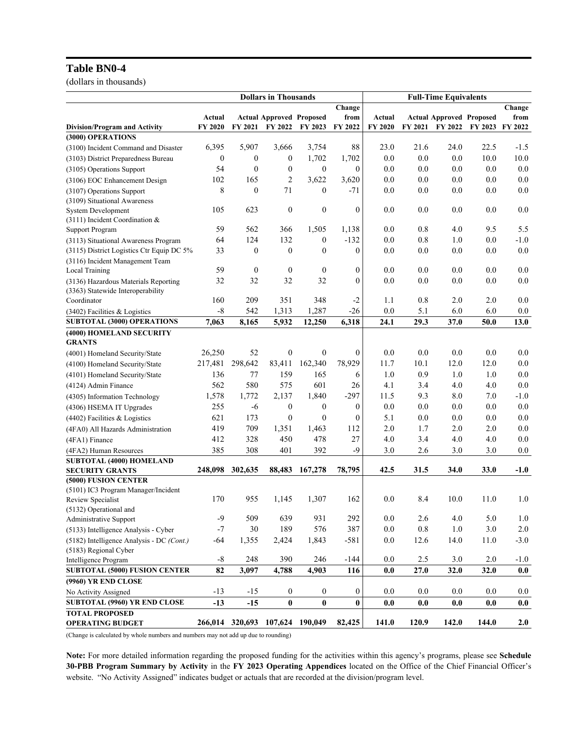## Table BN0-4

(dollars in thousands)

| | Dollars in Thousands | | | | | Full-Time Equivalents | | | | |
|---|---|---|---|---|---|---|---|---|---|---|
| Division/Program and Activity | Actual FY 2020 | Actual FY 2021 | Approved FY 2022 | Proposed FY 2023 | Change from FY 2022 | Actual FY 2020 | Actual FY 2021 | Approved FY 2022 | Proposed FY 2023 | Change from FY 2022 |
| **(3000) OPERATIONS** | | | | | | | | | | |
| (3100) Incident Command and Disaster | 6,395 | 5,907 | 3,666 | 3,754 | 88 | 23.0 | 21.6 | 24.0 | 22.5 | -1.5 |
| (3103) District Preparedness Bureau | 0 | 0 | 0 | 1,702 | 1,702 | 0.0 | 0.0 | 0.0 | 10.0 | 10.0 |
| (3105) Operations Support | 54 | 0 | 0 | 0 | 0 | 0.0 | 0.0 | 0.0 | 0.0 | 0.0 |
| (3106) EOC Enhancement Design | 102 | 165 | 2 | 3,622 | 3,620 | 0.0 | 0.0 | 0.0 | 0.0 | 0.0 |
| (3107) Operations Support | 8 | 0 | 71 | 0 | -71 | 0.0 | 0.0 | 0.0 | 0.0 | 0.0 |
| (3109) Situational Awareness System Development | 105 | 623 | 0 | 0 | 0 | 0.0 | 0.0 | 0.0 | 0.0 | 0.0 |
| (3111) Incident Coordination & Support Program | 59 | 562 | 366 | 1,505 | 1,138 | 0.0 | 0.8 | 4.0 | 9.5 | 5.5 |
| (3113) Situational Awareness Program | 64 | 124 | 132 | 0 | -132 | 0.0 | 0.8 | 1.0 | 0.0 | -1.0 |
| (3115) District Logistics Ctr Equip DC 5% | 33 | 0 | 0 | 0 | 0 | 0.0 | 0.0 | 0.0 | 0.0 | 0.0 |
| (3116) Incident Management Team Local Training | 59 | 0 | 0 | 0 | 0 | 0.0 | 0.0 | 0.0 | 0.0 | 0.0 |
| (3136) Hazardous Materials Reporting | 32 | 32 | 32 | 32 | 0 | 0.0 | 0.0 | 0.0 | 0.0 | 0.0 |
| (3363) Statewide Interoperability Coordinator | 160 | 209 | 351 | 348 | -2 | 1.1 | 0.8 | 2.0 | 2.0 | 0.0 |
| (3402) Facilities & Logistics | -8 | 542 | 1,313 | 1,287 | -26 | 0.0 | 5.1 | 6.0 | 6.0 | 0.0 |
| **SUBTOTAL (3000) OPERATIONS** | **7,063** | **8,165** | **5,932** | **12,250** | **6,318** | **24.1** | **29.3** | **37.0** | **50.0** | **13.0** |
| **(4000) HOMELAND SECURITY GRANTS** | | | | | | | | | | |
| (4001) Homeland Security/State | 26,250 | 52 | 0 | 0 | 0 | 0.0 | 0.0 | 0.0 | 0.0 | 0.0 |
| (4100) Homeland Security/State | 217,481 | 298,642 | 83,411 | 162,340 | 78,929 | 11.7 | 10.1 | 12.0 | 12.0 | 0.0 |
| (4101) Homeland Security/State | 136 | 77 | 159 | 165 | 6 | 1.0 | 0.9 | 1.0 | 1.0 | 0.0 |
| (4124) Admin Finance | 562 | 580 | 575 | 601 | 26 | 4.1 | 3.4 | 4.0 | 4.0 | 0.0 |
| (4305) Information Technology | 1,578 | 1,772 | 2,137 | 1,840 | -297 | 11.5 | 9.3 | 8.0 | 7.0 | -1.0 |
| (4306) HSEMA IT Upgrades | 255 | -6 | 0 | 0 | 0 | 0.0 | 0.0 | 0.0 | 0.0 | 0.0 |
| (4402) Facilities & Logistics | 621 | 173 | 0 | 0 | 0 | 5.1 | 0.0 | 0.0 | 0.0 | 0.0 |
| (4FA0) All Hazards Administration | 419 | 709 | 1,351 | 1,463 | 112 | 2.0 | 1.7 | 2.0 | 2.0 | 0.0 |
| (4FA1) Finance | 412 | 328 | 450 | 478 | 27 | 4.0 | 3.4 | 4.0 | 4.0 | 0.0 |
| (4FA2) Human Resources | 385 | 308 | 401 | 392 | -9 | 3.0 | 2.6 | 3.0 | 3.0 | 0.0 |
| **SUBTOTAL (4000) HOMELAND SECURITY GRANTS** | **248,098** | **302,635** | **88,483** | **167,278** | **78,795** | **42.5** | **31.5** | **34.0** | **33.0** | **-1.0** |
| **(5000) FUSION CENTER** | | | | | | | | | | |
| (5101) IC3 Program Manager/Incident Review Specialist | 170 | 955 | 1,145 | 1,307 | 162 | 0.0 | 8.4 | 10.0 | 11.0 | 1.0 |
| (5132) Operational and Administrative Support | -9 | 509 | 639 | 931 | 292 | 0.0 | 2.6 | 4.0 | 5.0 | 1.0 |
| (5133) Intelligence Analysis - Cyber | -7 | 30 | 189 | 576 | 387 | 0.0 | 0.8 | 1.0 | 3.0 | 2.0 |
| (5182) Intelligence Analysis - DC *(Cont.)* | -64 | 1,355 | 2,424 | 1,843 | -581 | 0.0 | 12.6 | 14.0 | 11.0 | -3.0 |
| (5183) Regional Cyber Intelligence Program | -8 | 248 | 390 | 246 | -144 | 0.0 | 2.5 | 3.0 | 2.0 | -1.0 |
| **SUBTOTAL (5000) FUSION CENTER** | **82** | **3,097** | **4,788** | **4,903** | **116** | **0.0** | **27.0** | **32.0** | **32.0** | **0.0** |
| **(9960) YR END CLOSE** | | | | | | | | | | |
| No Activity Assigned | -13 | -15 | 0 | 0 | 0 | 0.0 | 0.0 | 0.0 | 0.0 | 0.0 |
| **SUBTOTAL (9960) YR END CLOSE** | **-13** | **-15** | **0** | **0** | **0** | **0.0** | **0.0** | **0.0** | **0.0** | **0.0** |
| **TOTAL PROPOSED OPERATING BUDGET** | **266,014** | **320,693** | **107,624** | **190,049** | **82,425** | **141.0** | **120.9** | **142.0** | **144.0** | **2.0** |

(Change is calculated by whole numbers and numbers may not add up due to rounding)

**Note:** For more detailed information regarding the proposed funding for the activities within this agency's programs, please see **Schedule 30-PBB Program Summary by Activity** in the **FY 2023 Operating Appendices** located on the Office of the Chief Financial Officer's website. "No Activity Assigned" indicates budget or actuals that are recorded at the division/program level.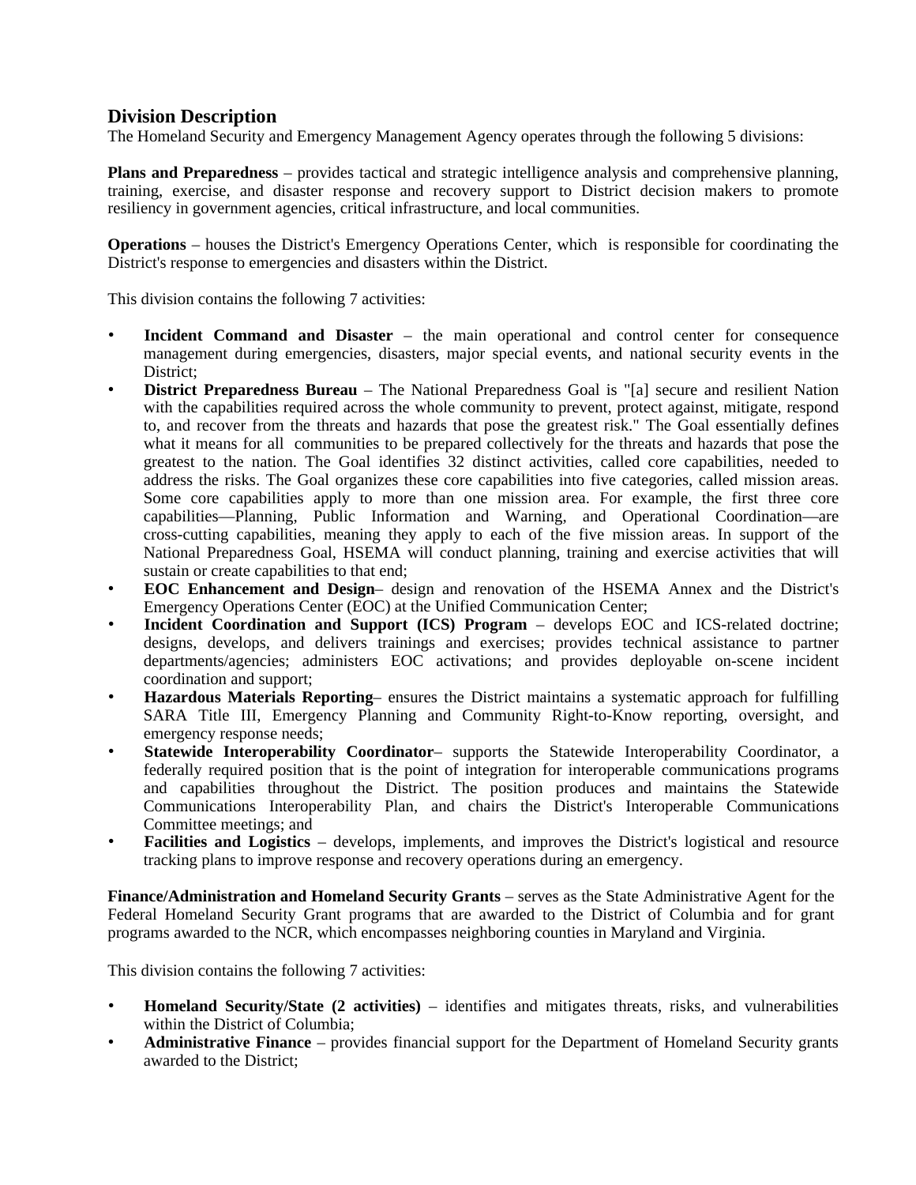## Division Description

The Homeland Security and Emergency Management Agency operates through the following 5 divisions:

**Plans and Preparedness** – provides tactical and strategic intelligence analysis and comprehensive planning, training, exercise, and disaster response and recovery support to District decision makers to promote resiliency in government agencies, critical infrastructure, and local communities.

**Operations** – houses the District's Emergency Operations Center, which is responsible for coordinating the District's response to emergencies and disasters within the District.

This division contains the following 7 activities:

- **Incident Command and Disaster** – the main operational and control center for consequence management during emergencies, disasters, major special events, and national security events in the District;
- **District Preparedness Bureau** – The National Preparedness Goal is "[a] secure and resilient Nation with the capabilities required across the whole community to prevent, protect against, mitigate, respond to, and recover from the threats and hazards that pose the greatest risk." The Goal essentially defines what it means for all communities to be prepared collectively for the threats and hazards that pose the greatest to the nation. The Goal identifies 32 distinct activities, called core capabilities, needed to address the risks. The Goal organizes these core capabilities into five categories, called mission areas. Some core capabilities apply to more than one mission area. For example, the first three core capabilities—Planning, Public Information and Warning, and Operational Coordination—are cross-cutting capabilities, meaning they apply to each of the five mission areas. In support of the National Preparedness Goal, HSEMA will conduct planning, training and exercise activities that will sustain or create capabilities to that end;
- **EOC Enhancement and Design**– design and renovation of the HSEMA Annex and the District's Emergency Operations Center (EOC) at the Unified Communication Center;
- **Incident Coordination and Support (ICS) Program** – develops EOC and ICS-related doctrine; designs, develops, and delivers trainings and exercises; provides technical assistance to partner departments/agencies; administers EOC activations; and provides deployable on-scene incident coordination and support;
- **Hazardous Materials Reporting**– ensures the District maintains a systematic approach for fulfilling SARA Title III, Emergency Planning and Community Right-to-Know reporting, oversight, and emergency response needs;
- **Statewide Interoperability Coordinator**– supports the Statewide Interoperability Coordinator, a federally required position that is the point of integration for interoperable communications programs and capabilities throughout the District. The position produces and maintains the Statewide Communications Interoperability Plan, and chairs the District's Interoperable Communications Committee meetings; and
- **Facilities and Logistics** – develops, implements, and improves the District's logistical and resource tracking plans to improve response and recovery operations during an emergency.

**Finance/Administration and Homeland Security Grants** – serves as the State Administrative Agent for the Federal Homeland Security Grant programs that are awarded to the District of Columbia and for grant programs awarded to the NCR, which encompasses neighboring counties in Maryland and Virginia.

This division contains the following 7 activities:

- **Homeland Security/State (2 activities)** – identifies and mitigates threats, risks, and vulnerabilities within the District of Columbia;
- **Administrative Finance** – provides financial support for the Department of Homeland Security grants awarded to the District;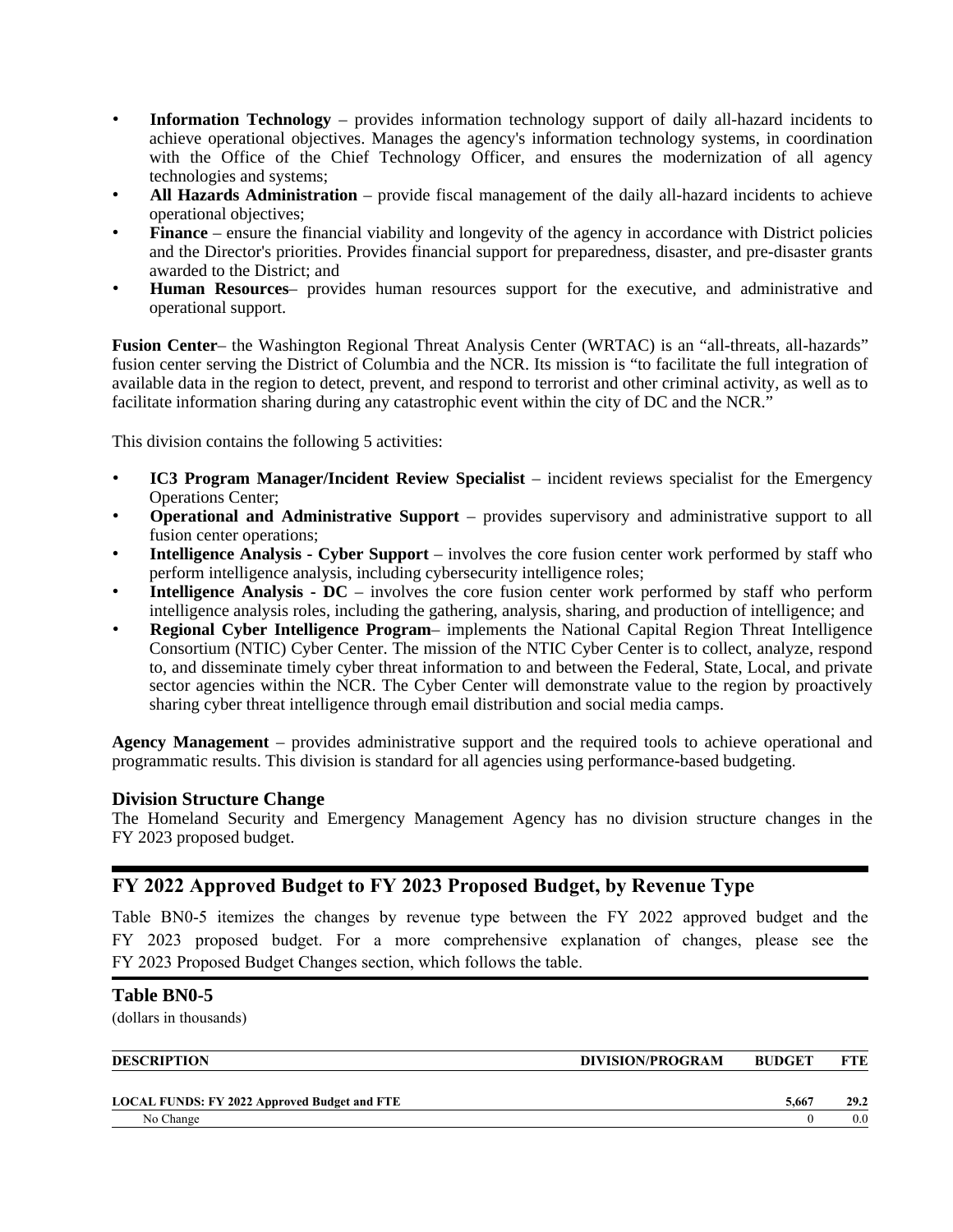- **Information Technology** – provides information technology support of daily all-hazard incidents to achieve operational objectives. Manages the agency's information technology systems, in coordination with the Office of the Chief Technology Officer, and ensures the modernization of all agency technologies and systems;
- **All Hazards Administration** – provide fiscal management of the daily all-hazard incidents to achieve operational objectives;
- **Finance** – ensure the financial viability and longevity of the agency in accordance with District policies and the Director's priorities. Provides financial support for preparedness, disaster, and pre-disaster grants awarded to the District; and
- **Human Resources**– provides human resources support for the executive, and administrative and operational support.

**Fusion Center**– the Washington Regional Threat Analysis Center (WRTAC) is an "all-threats, all-hazards" fusion center serving the District of Columbia and the NCR. Its mission is "to facilitate the full integration of available data in the region to detect, prevent, and respond to terrorist and other criminal activity, as well as to facilitate information sharing during any catastrophic event within the city of DC and the NCR."

This division contains the following 5 activities:

- **IC3 Program Manager/Incident Review Specialist** – incident reviews specialist for the Emergency Operations Center;
- **Operational and Administrative Support** – provides supervisory and administrative support to all fusion center operations;
- **Intelligence Analysis - Cyber Support** – involves the core fusion center work performed by staff who perform intelligence analysis, including cybersecurity intelligence roles;
- **Intelligence Analysis - DC** – involves the core fusion center work performed by staff who perform intelligence analysis roles, including the gathering, analysis, sharing, and production of intelligence; and
- **Regional Cyber Intelligence Program**– implements the National Capital Region Threat Intelligence Consortium (NTIC) Cyber Center. The mission of the NTIC Cyber Center is to collect, analyze, respond to, and disseminate timely cyber threat information to and between the Federal, State, Local, and private sector agencies within the NCR. The Cyber Center will demonstrate value to the region by proactively sharing cyber threat intelligence through email distribution and social media camps.

**Agency Management** – provides administrative support and the required tools to achieve operational and programmatic results. This division is standard for all agencies using performance-based budgeting.

### Division Structure Change

The Homeland Security and Emergency Management Agency has no division structure changes in the FY 2023 proposed budget.

## FY 2022 Approved Budget to FY 2023 Proposed Budget, by Revenue Type

Table BN0-5 itemizes the changes by revenue type between the FY 2022 approved budget and the FY 2023 proposed budget. For a more comprehensive explanation of changes, please see the FY 2023 Proposed Budget Changes section, which follows the table.

### Table BN0-5

(dollars in thousands)

| DESCRIPTION | DIVISION/PROGRAM | BUDGET | FTE |
|---|---|---|---|
| **LOCAL FUNDS: FY 2022 Approved Budget and FTE** | | **5,667** | **29.2** |
| No Change | | 0 | 0.0 |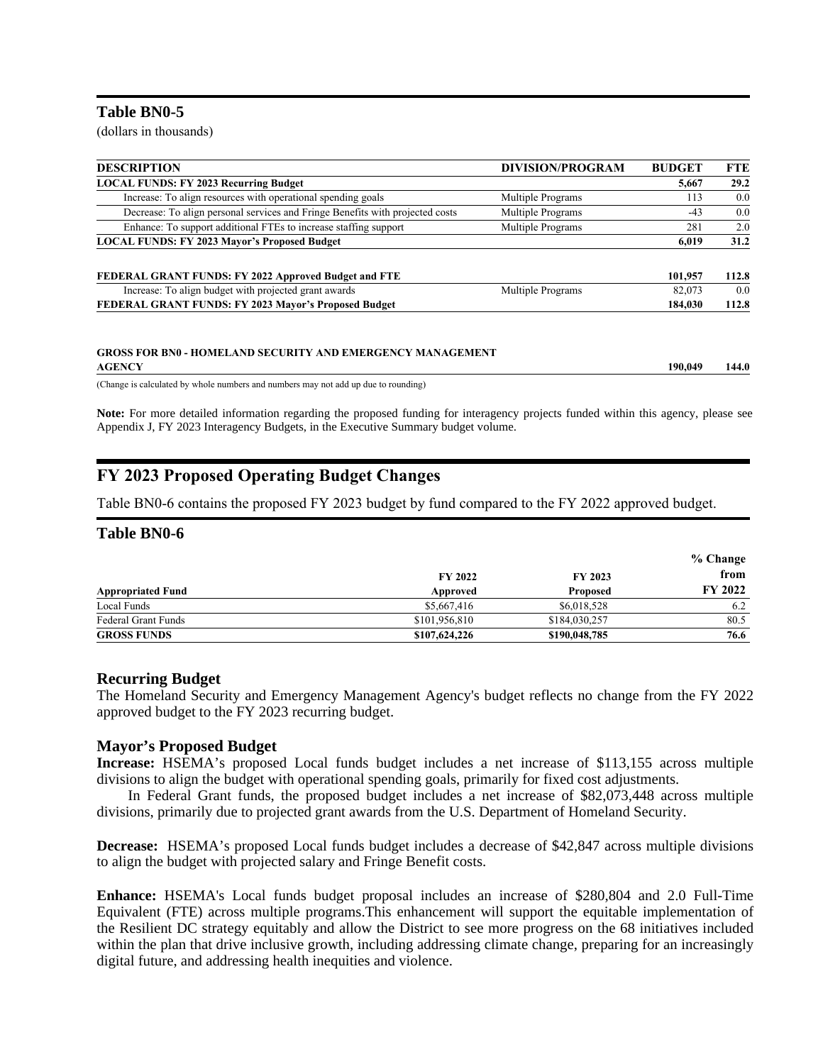## Table BN0-5

(dollars in thousands)

| DESCRIPTION | DIVISION/PROGRAM | BUDGET | FTE |
|---|---|---|---|
| **LOCAL FUNDS: FY 2023 Recurring Budget** | | **5,667** | **29.2** |
| Increase: To align resources with operational spending goals | Multiple Programs | 113 | 0.0 |
| Decrease: To align personal services and Fringe Benefits with projected costs | Multiple Programs | -43 | 0.0 |
| Enhance: To support additional FTEs to increase staffing support | Multiple Programs | 281 | 2.0 |
| **LOCAL FUNDS: FY 2023 Mayor's Proposed Budget** | | **6,019** | **31.2** |
| | | | |
| **FEDERAL GRANT FUNDS: FY 2022 Approved Budget and FTE** | | **101,957** | **112.8** |
| Increase: To align budget with projected grant awards | Multiple Programs | 82,073 | 0.0 |
| **FEDERAL GRANT FUNDS: FY 2023 Mayor's Proposed Budget** | | **184,030** | **112.8** |
| | | | |
| **GROSS FOR BN0 - HOMELAND SECURITY AND EMERGENCY MANAGEMENT AGENCY** | | **190,049** | **144.0** |

(Change is calculated by whole numbers and numbers may not add up due to rounding)

**Note:** For more detailed information regarding the proposed funding for interagency projects funded within this agency, please see Appendix J, FY 2023 Interagency Budgets, in the Executive Summary budget volume.

## FY 2023 Proposed Operating Budget Changes

Table BN0-6 contains the proposed FY 2023 budget by fund compared to the FY 2022 approved budget.

## Table BN0-6

| Appropriated Fund | FY 2022 Approved | FY 2023 Proposed | % Change from FY 2022 |
|---|---|---|---|
| Local Funds | $5,667,416 | $6,018,528 | 6.2 |
| Federal Grant Funds | $101,956,810 | $184,030,257 | 80.5 |
| **GROSS FUNDS** | **$107,624,226** | **$190,048,785** | **76.6** |

### Recurring Budget

The Homeland Security and Emergency Management Agency's budget reflects no change from the FY 2022 approved budget to the FY 2023 recurring budget.

### Mayor's Proposed Budget

**Increase:** HSEMA's proposed Local funds budget includes a net increase of $113,155 across multiple divisions to align the budget with operational spending goals, primarily for fixed cost adjustments.

In Federal Grant funds, the proposed budget includes a net increase of $82,073,448 across multiple divisions, primarily due to projected grant awards from the U.S. Department of Homeland Security.

**Decrease:** HSEMA's proposed Local funds budget includes a decrease of $42,847 across multiple divisions to align the budget with projected salary and Fringe Benefit costs.

**Enhance:** HSEMA's Local funds budget proposal includes an increase of $280,804 and 2.0 Full-Time Equivalent (FTE) across multiple programs.This enhancement will support the equitable implementation of the Resilient DC strategy equitably and allow the District to see more progress on the 68 initiatives included within the plan that drive inclusive growth, including addressing climate change, preparing for an increasingly digital future, and addressing health inequities and violence.